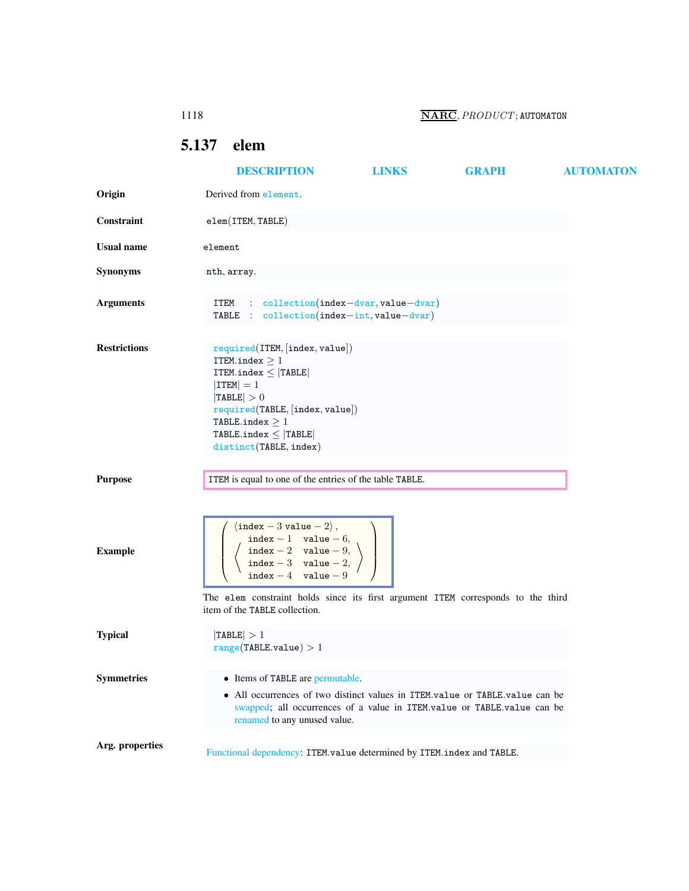## 5.137 elem

DESCRIPTION LINKS GRAPH AUTOMATON

**Origin**

Derived from element.

**Constraint**

elem(ITEM, TABLE)

**Usual name**

element

**Synonyms**

nth, array.

**Arguments**

ITEM : collection(index−dvar, value−dvar)
TABLE : collection(index−int, value−dvar)

**Restrictions**

required(ITEM, [index, value])
ITEM.index $\geq 1$
ITEM.index $\leq |$TABLE$|$
$|$ITEM$| = 1$
$|$TABLE$| > 0$
required(TABLE, [index, value])
TABLE.index $\geq 1$
TABLE.index $\leq |$TABLE$|$
distinct(TABLE, index)

**Purpose**

ITEM is equal to one of the entries of the table TABLE.

**Example**

$$\left(\begin{array}{l}\langle \texttt{index}-3\ \texttt{value}-2\rangle, \\ \left\langle\begin{array}{ll}\texttt{index}-1 & \texttt{value}-6, \\ \texttt{index}-2 & \texttt{value}-9, \\ \texttt{index}-3 & \texttt{value}-2, \\ \texttt{index}-4 & \texttt{value}-9\end{array}\right\rangle\end{array}\right)$$

The elem constraint holds since its first argument ITEM corresponds to the third item of the TABLE collection.

**Typical**

$|$TABLE$| > 1$
range(TABLE.value) $> 1$

**Symmetries**

- Items of TABLE are permutable.
- All occurrences of two distinct values in ITEM.value or TABLE.value can be swapped; all occurrences of a value in ITEM.value or TABLE.value can be renamed to any unused value.

**Arg. properties**

Functional dependency: ITEM.value determined by ITEM.index and TABLE.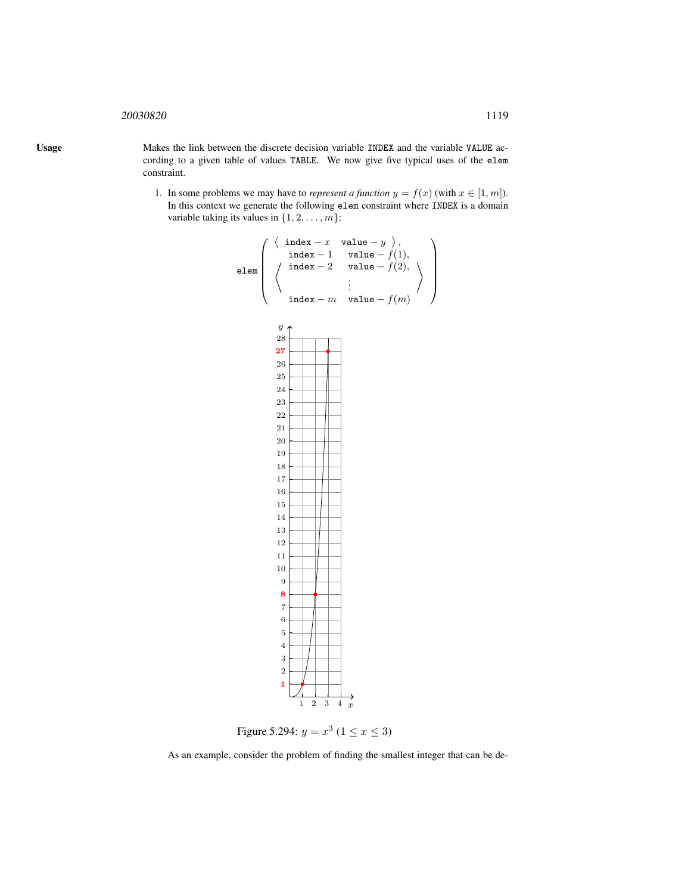**Usage**

Makes the link between the discrete decision variable `INDEX` and the variable `VALUE` according to a given table of values `TABLE`. We now give five typical uses of the `elem` constraint.

1. In some problems we may have to *represent a function* $y = f(x)$ (with $x \in [1, m]$). In this context we generate the following `elem` constraint where `INDEX` is a domain variable taking its values in $\{1, 2, \ldots, m\}$:

$$\texttt{elem}\left(\begin{array}{l}\langle\ \texttt{index}-x \quad \texttt{value}-y\ \rangle, \\ \left\langle\begin{array}{ll}\texttt{index}-1 & \texttt{value}-f(1), \\ \texttt{index}-2 & \texttt{value}-f(2), \\ & \vdots \\ \texttt{index}-m & \texttt{value}-f(m)\end{array}\right\rangle\end{array}\right)$$

Figure 5.294: $y = x^3$ ($1 \leq x \leq 3$)

As an example, consider the problem of finding the smallest integer that can be de-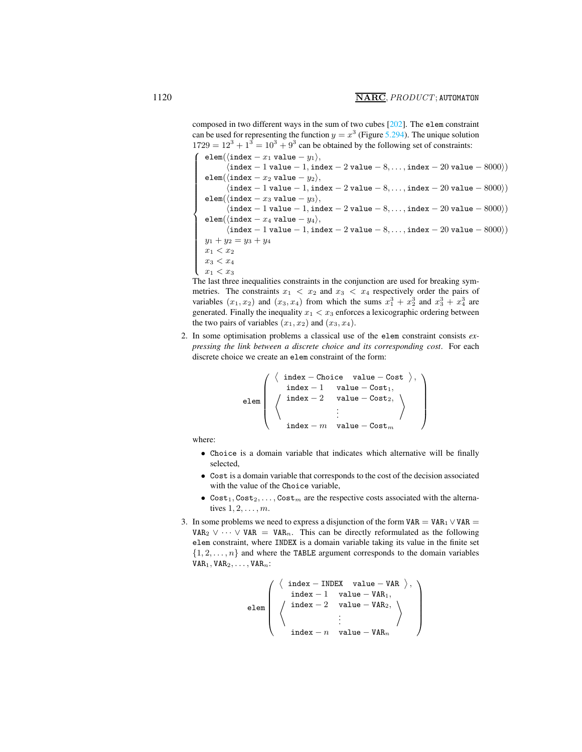composed in two different ways in the sum of two cubes [202]. The elem constraint can be used for representing the function $y = x^3$ (Figure 5.294). The unique solution $1729 = 12^3 + 1^3 = 10^3 + 9^3$ can be obtained by the following set of constraints:

$$
\left\{
\begin{array}{l}
\texttt{elem}(\langle \texttt{index} - x_1 \ \texttt{value} - y_1 \rangle, \\
\qquad \langle \texttt{index} - 1 \ \texttt{value} - 1, \texttt{index} - 2 \ \texttt{value} - 8, \ldots, \texttt{index} - 20 \ \texttt{value} - 8000 \rangle) \\
\texttt{elem}(\langle \texttt{index} - x_2 \ \texttt{value} - y_2 \rangle, \\
\qquad \langle \texttt{index} - 1 \ \texttt{value} - 1, \texttt{index} - 2 \ \texttt{value} - 8, \ldots, \texttt{index} - 20 \ \texttt{value} - 8000 \rangle) \\
\texttt{elem}(\langle \texttt{index} - x_3 \ \texttt{value} - y_3 \rangle, \\
\qquad \langle \texttt{index} - 1 \ \texttt{value} - 1, \texttt{index} - 2 \ \texttt{value} - 8, \ldots, \texttt{index} - 20 \ \texttt{value} - 8000 \rangle) \\
\texttt{elem}(\langle \texttt{index} - x_4 \ \texttt{value} - y_4 \rangle, \\
\qquad \langle \texttt{index} - 1 \ \texttt{value} - 1, \texttt{index} - 2 \ \texttt{value} - 8, \ldots, \texttt{index} - 20 \ \texttt{value} - 8000 \rangle) \\
y_1 + y_2 = y_3 + y_4 \\
x_1 < x_2 \\
x_3 < x_4 \\
x_1 < x_3
\end{array}
\right.
$$

The last three inequalities constraints in the conjunction are used for breaking symmetries. The constraints $x_1 < x_2$ and $x_3 < x_4$ respectively order the pairs of variables $(x_1, x_2)$ and $(x_3, x_4)$ from which the sums $x_1^3 + x_2^3$ and $x_3^3 + x_4^3$ are generated. Finally the inequality $x_1 < x_3$ enforces a lexicographic ordering between the two pairs of variables $(x_1, x_2)$ and $(x_3, x_4)$.

2. In some optimisation problems a classical use of the elem constraint consists *expressing the link between a discrete choice and its corresponding cost*. For each discrete choice we create an elem constraint of the form:

$$
\texttt{elem}\left(
\begin{array}{l}
\langle \ \texttt{index} - \texttt{Choice} \quad \texttt{value} - \texttt{Cost} \ \rangle, \\
\left\langle
\begin{array}{ll}
\texttt{index} - 1 & \texttt{value} - \texttt{Cost}_1, \\
\texttt{index} - 2 & \texttt{value} - \texttt{Cost}_2, \\
 & \vdots \\
\texttt{index} - m & \texttt{value} - \texttt{Cost}_m
\end{array}
\right\rangle
\end{array}
\right)
$$

where:

- Choice is a domain variable that indicates which alternative will be finally selected,
- Cost is a domain variable that corresponds to the cost of the decision associated with the value of the Choice variable,
- $\texttt{Cost}_1, \texttt{Cost}_2, \ldots, \texttt{Cost}_m$ are the respective costs associated with the alternatives $1, 2, \ldots, m$.

3. In some problems we need to express a disjunction of the form $\texttt{VAR} = \texttt{VAR}_1 \vee \texttt{VAR} = \texttt{VAR}_2 \vee \cdots \vee \texttt{VAR} = \texttt{VAR}_n$. This can be directly reformulated as the following elem constraint, where INDEX is a domain variable taking its value in the finite set $\{1, 2, \ldots, n\}$ and where the TABLE argument corresponds to the domain variables $\texttt{VAR}_1, \texttt{VAR}_2, \ldots, \texttt{VAR}_n$:

$$
\texttt{elem}\left(
\begin{array}{l}
\langle \ \texttt{index} - \texttt{INDEX} \quad \texttt{value} - \texttt{VAR} \ \rangle, \\
\left\langle
\begin{array}{ll}
\texttt{index} - 1 & \texttt{value} - \texttt{VAR}_1, \\
\texttt{index} - 2 & \texttt{value} - \texttt{VAR}_2, \\
 & \vdots \\
\texttt{index} - n & \texttt{value} - \texttt{VAR}_n
\end{array}
\right\rangle
\end{array}
\right)
$$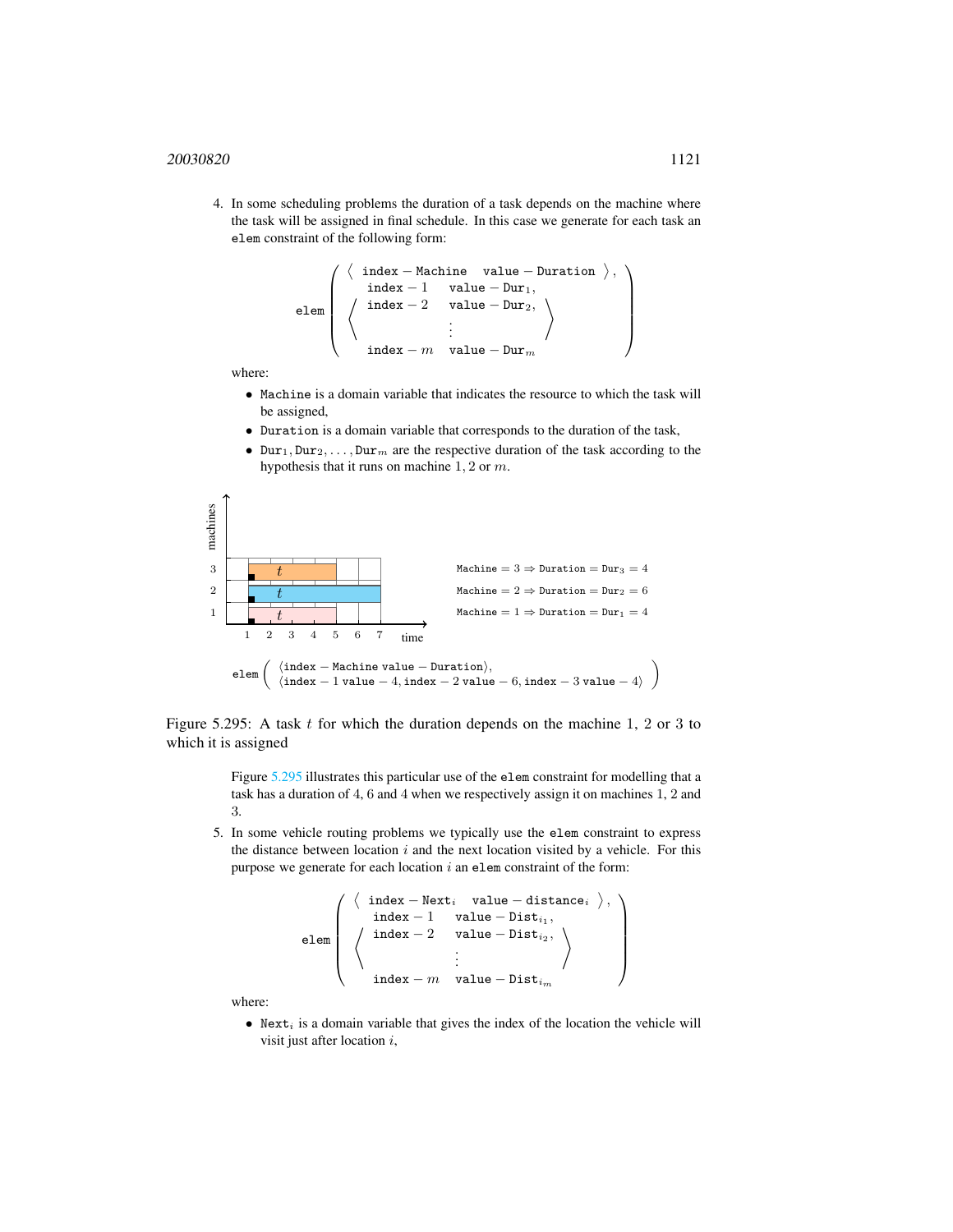4. In some scheduling problems the duration of a task depends on the machine where the task will be assigned in final schedule. In this case we generate for each task an `elem` constraint of the following form:

$$\texttt{elem}\left(\begin{array}{l}\langle\ \texttt{index}-\texttt{Machine}\quad \texttt{value}-\texttt{Duration}\ \rangle,\\ \left\langle\begin{array}{ll}\texttt{index}-1 & \texttt{value}-\texttt{Dur}_1,\\ \texttt{index}-2 & \texttt{value}-\texttt{Dur}_2,\\ & \vdots\\ \texttt{index}-m & \texttt{value}-\texttt{Dur}_m\end{array}\right\rangle\end{array}\right)$$

where:

- `Machine` is a domain variable that indicates the resource to which the task will be assigned,
- `Duration` is a domain variable that corresponds to the duration of the task,
- $\texttt{Dur}_1, \texttt{Dur}_2, \ldots, \texttt{Dur}_m$ are the respective duration of the task according to the hypothesis that it runs on machine $1, 2$ or $m$.

$\texttt{Machine} = 3 \Rightarrow \texttt{Duration} = \texttt{Dur}_3 = 4$

$\texttt{Machine} = 2 \Rightarrow \texttt{Duration} = \texttt{Dur}_2 = 6$

$\texttt{Machine} = 1 \Rightarrow \texttt{Duration} = \texttt{Dur}_1 = 4$

$$\texttt{elem}\left(\begin{array}{l}\langle \texttt{index}-\texttt{Machine value}-\texttt{Duration}\rangle,\\ \langle \texttt{index}-1\ \texttt{value}-4, \texttt{index}-2\ \texttt{value}-6, \texttt{index}-3\ \texttt{value}-4\rangle\end{array}\right)$$

Figure 5.295: A task $t$ for which the duration depends on the machine 1, 2 or 3 to which it is assigned

Figure 5.295 illustrates this particular use of the `elem` constraint for modelling that a task has a duration of 4, 6 and 4 when we respectively assign it on machines 1, 2 and 3.

5. In some vehicle routing problems we typically use the `elem` constraint to express the distance between location $i$ and the next location visited by a vehicle. For this purpose we generate for each location $i$ an `elem` constraint of the form:

$$\texttt{elem}\left(\begin{array}{l}\langle\ \texttt{index}-\texttt{Next}_i\quad \texttt{value}-\texttt{distance}_i\ \rangle,\\ \left\langle\begin{array}{ll}\texttt{index}-1 & \texttt{value}-\texttt{Dist}_{i_1},\\ \texttt{index}-2 & \texttt{value}-\texttt{Dist}_{i_2},\\ & \vdots\\ \texttt{index}-m & \texttt{value}-\texttt{Dist}_{i_m}\end{array}\right\rangle\end{array}\right)$$

where:

- $\texttt{Next}_i$ is a domain variable that gives the index of the location the vehicle will visit just after location $i$,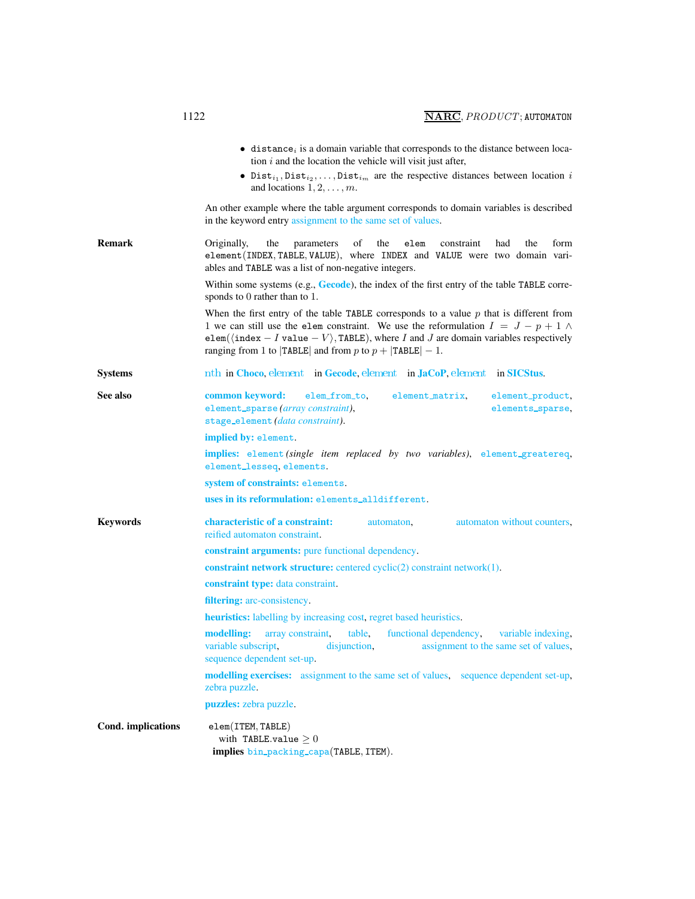- $\mathtt{distance}_i$ is a domain variable that corresponds to the distance between location $i$ and the location the vehicle will visit just after,
- $\mathtt{Dist}_{i_1}, \mathtt{Dist}_{i_2}, \ldots, \mathtt{Dist}_{i_m}$ are the respective distances between location $i$ and locations $1, 2, \ldots, m$.

An other example where the table argument corresponds to domain variables is described in the keyword entry assignment to the same set of values.

**Remark**

Originally, the parameters of the `elem` constraint had the form `element(INDEX, TABLE, VALUE)`, where `INDEX` and `VALUE` were two domain variables and `TABLE` was a list of non-negative integers.

Within some systems (e.g., **Gecode**), the index of the first entry of the table `TABLE` corresponds to 0 rather than to 1.

When the first entry of the table `TABLE` corresponds to a value $p$ that is different from 1 we can still use the `elem` constraint. We use the reformulation $I = J - p + 1 \wedge$ `elem`$(\langle \mathtt{index} - I\ \mathtt{value} - V\rangle, \mathtt{TABLE})$, where $I$ and $J$ are domain variables respectively ranging from 1 to $|\mathtt{TABLE}|$ and from $p$ to $p + |\mathtt{TABLE}| - 1$.

**Systems**

nth in **Choco**, element in **Gecode**, element in **JaCoP**, element in **SICStus**.

**See also**

**common keyword:** `elem_from_to`, `element_matrix`, `element_product`, `element_sparse` *(array constraint)*, `elements_sparse`, `stage_element` *(data constraint)*.

**implied by:** `element`.

**implies:** `element` *(single item replaced by two variables)*, `element_greatereq`, `element_lesseq`, `elements`.

**system of constraints:** `elements`.

**uses in its reformulation:** `elements_alldifferent`.

**Keywords**

**characteristic of a constraint:** automaton, automaton without counters, reified automaton constraint.

**constraint arguments:** pure functional dependency.

**constraint network structure:** centered cyclic(2) constraint network(1).

**constraint type:** data constraint.

**filtering:** arc-consistency.

**heuristics:** labelling by increasing cost, regret based heuristics.

**modelling:** array constraint, table, functional dependency, variable indexing, variable subscript, disjunction, assignment to the same set of values, sequence dependent set-up.

**modelling exercises:** assignment to the same set of values, sequence dependent set-up, zebra puzzle.

**puzzles:** zebra puzzle.

**Cond. implications**

`elem(ITEM, TABLE)`
with `TABLE.value` $\geq 0$
**implies** `bin_packing_capa(TABLE, ITEM)`.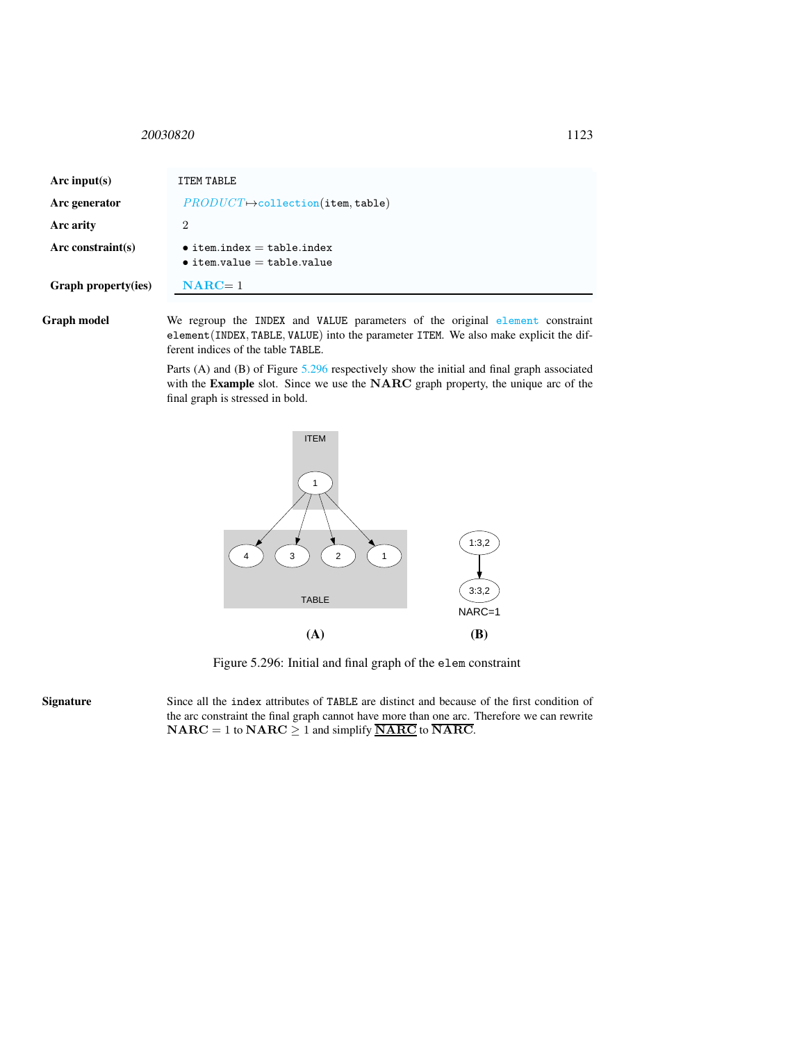**Arc input(s)** ITEM TABLE

**Arc generator** *PRODUCT*$\mapsto$collection(item, table)

**Arc arity** 2

**Arc constraint(s)**
- item.index = table.index
- item.value = table.value

**Graph property(ies)** **NARC** = 1

**Graph model**

We regroup the INDEX and VALUE parameters of the original element constraint element(INDEX, TABLE, VALUE) into the parameter ITEM. We also make explicit the different indices of the table TABLE.

Parts (A) and (B) of Figure 5.296 respectively show the initial and final graph associated with the **Example** slot. Since we use the **NARC** graph property, the unique arc of the final graph is stressed in bold.

Figure 5.296: Initial and final graph of the elem constraint

**Signature**

Since all the index attributes of TABLE are distinct and because of the first condition of the arc constraint the final graph cannot have more than one arc. Therefore we can rewrite **NARC** $= 1$ to **NARC** $\geq 1$ and simplify $\underline{\textbf{NARC}}$ to $\overline{\textbf{NARC}}$.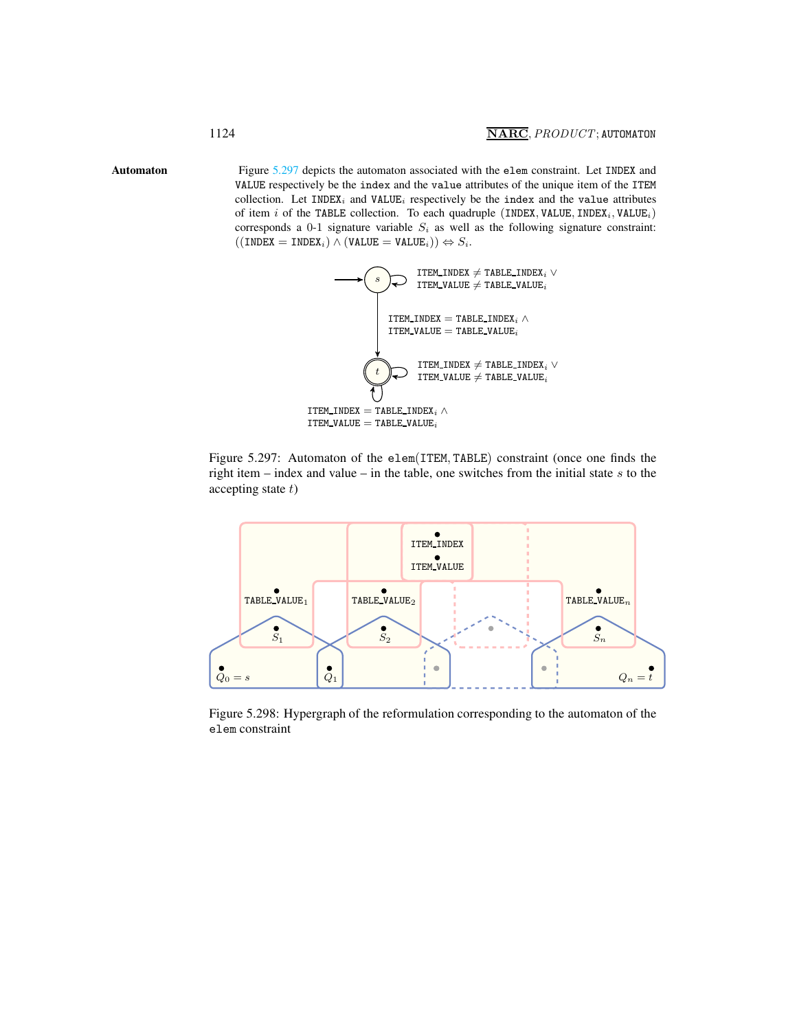**Automaton**

Figure 5.297 depicts the automaton associated with the `elem` constraint. Let `INDEX` and `VALUE` respectively be the `index` and the `value` attributes of the unique item of the `ITEM` collection. Let $\texttt{INDEX}_i$ and $\texttt{VALUE}_i$ respectively be the `index` and the `value` attributes of item $i$ of the `TABLE` collection. To each quadruple $(\texttt{INDEX}, \texttt{VALUE}, \texttt{INDEX}_i, \texttt{VALUE}_i)$ corresponds a 0-1 signature variable $S_i$ as well as the following signature constraint: $((\texttt{INDEX} = \texttt{INDEX}_i) \wedge (\texttt{VALUE} = \texttt{VALUE}_i)) \Leftrightarrow S_i$.

Figure 5.297: Automaton of the $\texttt{elem}(\texttt{ITEM}, \texttt{TABLE})$ constraint (once one finds the right item – index and value – in the table, one switches from the initial state $s$ to the accepting state $t$)

Figure 5.298: Hypergraph of the reformulation corresponding to the automaton of the `elem` constraint